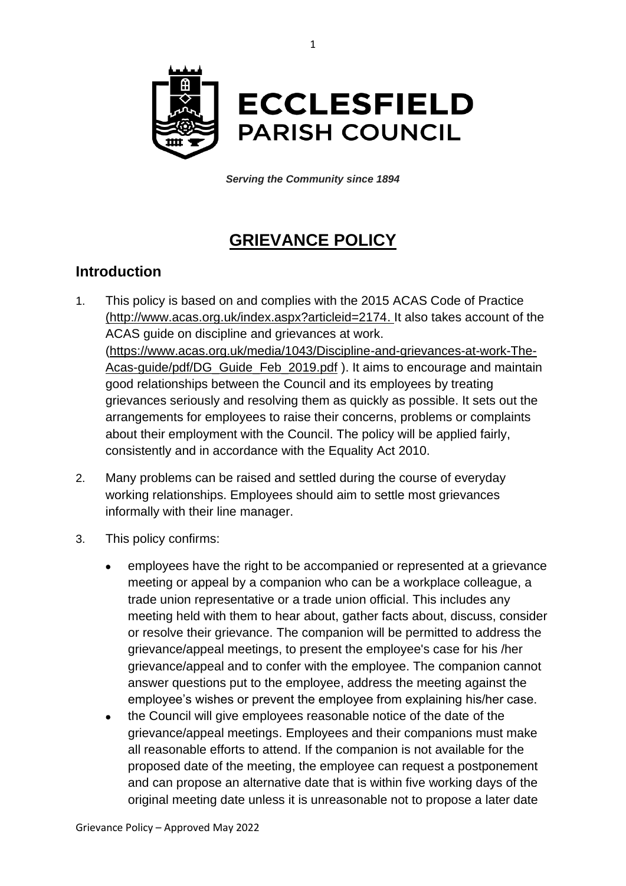# ECCLESFIELD PARISH COUNCIL

***Serving the Community since 1894***

# GRIEVANCE POLICY

## Introduction

1. This policy is based on and complies with the 2015 ACAS Code of Practice (http://www.acas.org.uk/index.aspx?articleid=2174. It also takes account of the ACAS guide on discipline and grievances at work. (https://www.acas.org.uk/media/1043/Discipline-and-grievances-at-work-The-Acas-guide/pdf/DG_Guide_Feb_2019.pdf ). It aims to encourage and maintain good relationships between the Council and its employees by treating grievances seriously and resolving them as quickly as possible. It sets out the arrangements for employees to raise their concerns, problems or complaints about their employment with the Council. The policy will be applied fairly, consistently and in accordance with the Equality Act 2010.

2. Many problems can be raised and settled during the course of everyday working relationships. Employees should aim to settle most grievances informally with their line manager.

3. This policy confirms:

   - employees have the right to be accompanied or represented at a grievance meeting or appeal by a companion who can be a workplace colleague, a trade union representative or a trade union official. This includes any meeting held with them to hear about, gather facts about, discuss, consider or resolve their grievance. The companion will be permitted to address the grievance/appeal meetings, to present the employee's case for his /her grievance/appeal and to confer with the employee. The companion cannot answer questions put to the employee, address the meeting against the employee's wishes or prevent the employee from explaining his/her case.
   - the Council will give employees reasonable notice of the date of the grievance/appeal meetings. Employees and their companions must make all reasonable efforts to attend. If the companion is not available for the proposed date of the meeting, the employee can request a postponement and can propose an alternative date that is within five working days of the original meeting date unless it is unreasonable not to propose a later date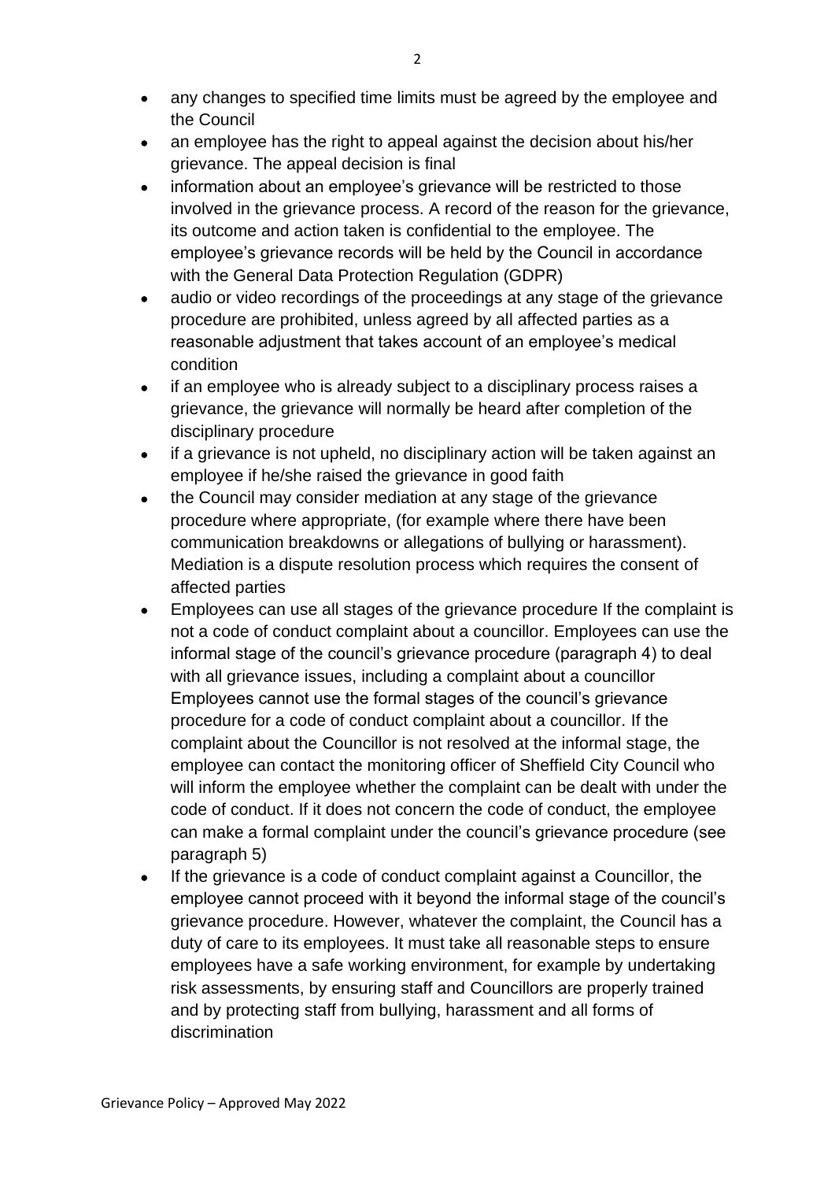- any changes to specified time limits must be agreed by the employee and the Council
- an employee has the right to appeal against the decision about his/her grievance. The appeal decision is final
- information about an employee's grievance will be restricted to those involved in the grievance process. A record of the reason for the grievance, its outcome and action taken is confidential to the employee. The employee's grievance records will be held by the Council in accordance with the General Data Protection Regulation (GDPR)
- audio or video recordings of the proceedings at any stage of the grievance procedure are prohibited, unless agreed by all affected parties as a reasonable adjustment that takes account of an employee's medical condition
- if an employee who is already subject to a disciplinary process raises a grievance, the grievance will normally be heard after completion of the disciplinary procedure
- if a grievance is not upheld, no disciplinary action will be taken against an employee if he/she raised the grievance in good faith
- the Council may consider mediation at any stage of the grievance procedure where appropriate, (for example where there have been communication breakdowns or allegations of bullying or harassment). Mediation is a dispute resolution process which requires the consent of affected parties
- Employees can use all stages of the grievance procedure If the complaint is not a code of conduct complaint about a councillor. Employees can use the informal stage of the council's grievance procedure (paragraph 4) to deal with all grievance issues, including a complaint about a councillor Employees cannot use the formal stages of the council's grievance procedure for a code of conduct complaint about a councillor. If the complaint about the Councillor is not resolved at the informal stage, the employee can contact the monitoring officer of Sheffield City Council who will inform the employee whether the complaint can be dealt with under the code of conduct. If it does not concern the code of conduct, the employee can make a formal complaint under the council's grievance procedure (see paragraph 5)
- If the grievance is a code of conduct complaint against a Councillor, the employee cannot proceed with it beyond the informal stage of the council's grievance procedure. However, whatever the complaint, the Council has a duty of care to its employees. It must take all reasonable steps to ensure employees have a safe working environment, for example by undertaking risk assessments, by ensuring staff and Councillors are properly trained and by protecting staff from bullying, harassment and all forms of discrimination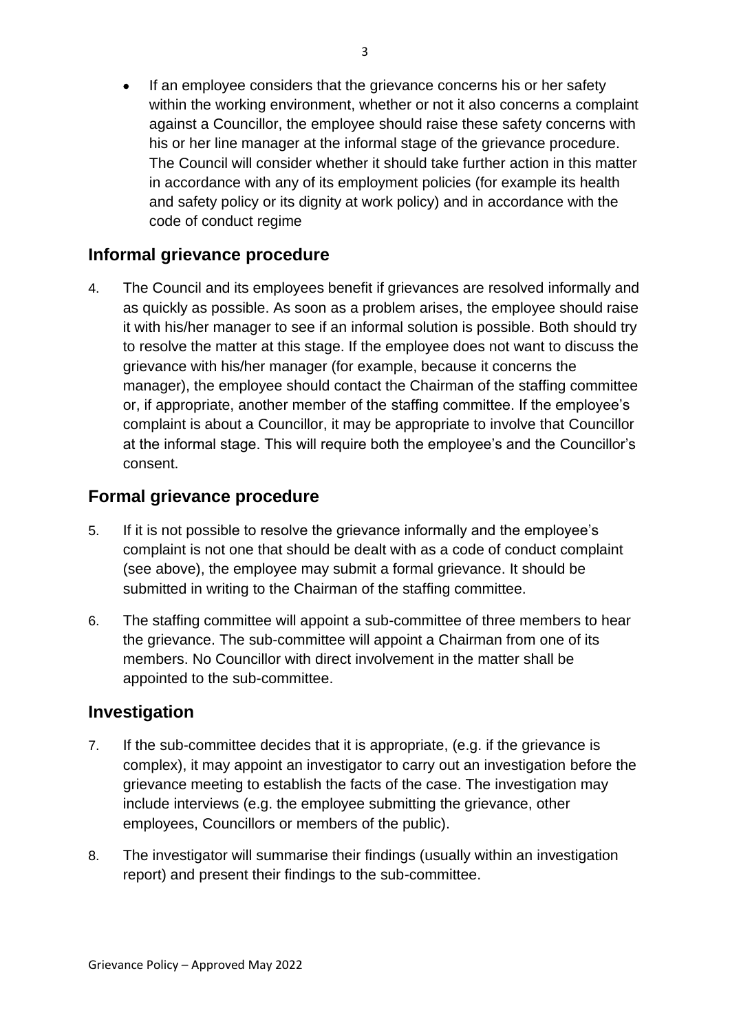- If an employee considers that the grievance concerns his or her safety within the working environment, whether or not it also concerns a complaint against a Councillor, the employee should raise these safety concerns with his or her line manager at the informal stage of the grievance procedure. The Council will consider whether it should take further action in this matter in accordance with any of its employment policies (for example its health and safety policy or its dignity at work policy) and in accordance with the code of conduct regime

## Informal grievance procedure

4. The Council and its employees benefit if grievances are resolved informally and as quickly as possible. As soon as a problem arises, the employee should raise it with his/her manager to see if an informal solution is possible. Both should try to resolve the matter at this stage. If the employee does not want to discuss the grievance with his/her manager (for example, because it concerns the manager), the employee should contact the Chairman of the staffing committee or, if appropriate, another member of the staffing committee. If the employee's complaint is about a Councillor, it may be appropriate to involve that Councillor at the informal stage. This will require both the employee's and the Councillor's consent.

## Formal grievance procedure

5. If it is not possible to resolve the grievance informally and the employee's complaint is not one that should be dealt with as a code of conduct complaint (see above), the employee may submit a formal grievance. It should be submitted in writing to the Chairman of the staffing committee.

6. The staffing committee will appoint a sub-committee of three members to hear the grievance. The sub-committee will appoint a Chairman from one of its members. No Councillor with direct involvement in the matter shall be appointed to the sub-committee.

## Investigation

7. If the sub-committee decides that it is appropriate, (e.g. if the grievance is complex), it may appoint an investigator to carry out an investigation before the grievance meeting to establish the facts of the case. The investigation may include interviews (e.g. the employee submitting the grievance, other employees, Councillors or members of the public).

8. The investigator will summarise their findings (usually within an investigation report) and present their findings to the sub-committee.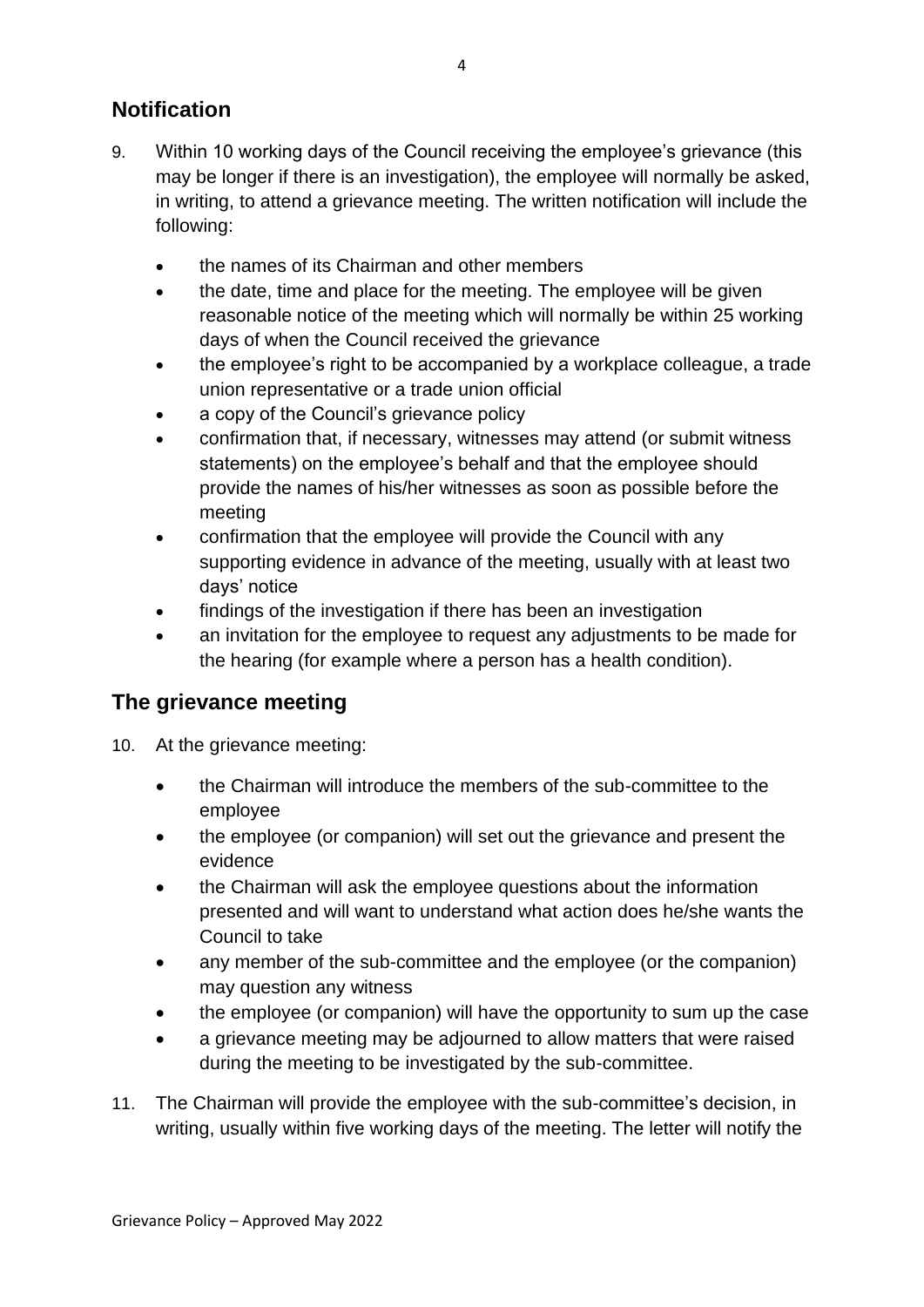## Notification

9. Within 10 working days of the Council receiving the employee's grievance (this may be longer if there is an investigation), the employee will normally be asked, in writing, to attend a grievance meeting. The written notification will include the following:

    - the names of its Chairman and other members
    - the date, time and place for the meeting. The employee will be given reasonable notice of the meeting which will normally be within 25 working days of when the Council received the grievance
    - the employee's right to be accompanied by a workplace colleague, a trade union representative or a trade union official
    - a copy of the Council's grievance policy
    - confirmation that, if necessary, witnesses may attend (or submit witness statements) on the employee's behalf and that the employee should provide the names of his/her witnesses as soon as possible before the meeting
    - confirmation that the employee will provide the Council with any supporting evidence in advance of the meeting, usually with at least two days' notice
    - findings of the investigation if there has been an investigation
    - an invitation for the employee to request any adjustments to be made for the hearing (for example where a person has a health condition).

## The grievance meeting

10. At the grievance meeting:

    - the Chairman will introduce the members of the sub-committee to the employee
    - the employee (or companion) will set out the grievance and present the evidence
    - the Chairman will ask the employee questions about the information presented and will want to understand what action does he/she wants the Council to take
    - any member of the sub-committee and the employee (or the companion) may question any witness
    - the employee (or companion) will have the opportunity to sum up the case
    - a grievance meeting may be adjourned to allow matters that were raised during the meeting to be investigated by the sub-committee.

11. The Chairman will provide the employee with the sub-committee's decision, in writing, usually within five working days of the meeting. The letter will notify the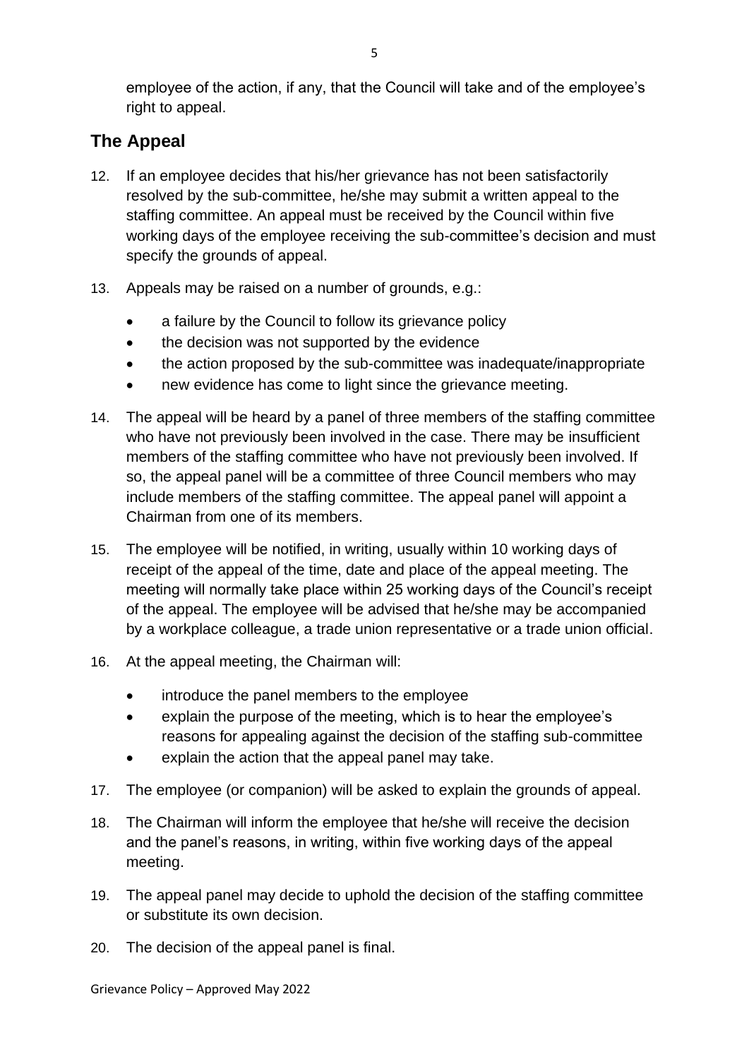employee of the action, if any, that the Council will take and of the employee's right to appeal.

## The Appeal

12. If an employee decides that his/her grievance has not been satisfactorily resolved by the sub-committee, he/she may submit a written appeal to the staffing committee. An appeal must be received by the Council within five working days of the employee receiving the sub-committee's decision and must specify the grounds of appeal.

13. Appeals may be raised on a number of grounds, e.g.:
    - a failure by the Council to follow its grievance policy
    - the decision was not supported by the evidence
    - the action proposed by the sub-committee was inadequate/inappropriate
    - new evidence has come to light since the grievance meeting.

14. The appeal will be heard by a panel of three members of the staffing committee who have not previously been involved in the case. There may be insufficient members of the staffing committee who have not previously been involved. If so, the appeal panel will be a committee of three Council members who may include members of the staffing committee. The appeal panel will appoint a Chairman from one of its members.

15. The employee will be notified, in writing, usually within 10 working days of receipt of the appeal of the time, date and place of the appeal meeting. The meeting will normally take place within 25 working days of the Council's receipt of the appeal. The employee will be advised that he/she may be accompanied by a workplace colleague, a trade union representative or a trade union official.

16. At the appeal meeting, the Chairman will:
    - introduce the panel members to the employee
    - explain the purpose of the meeting, which is to hear the employee's reasons for appealing against the decision of the staffing sub-committee
    - explain the action that the appeal panel may take.

17. The employee (or companion) will be asked to explain the grounds of appeal.

18. The Chairman will inform the employee that he/she will receive the decision and the panel's reasons, in writing, within five working days of the appeal meeting.

19. The appeal panel may decide to uphold the decision of the staffing committee or substitute its own decision.

20. The decision of the appeal panel is final.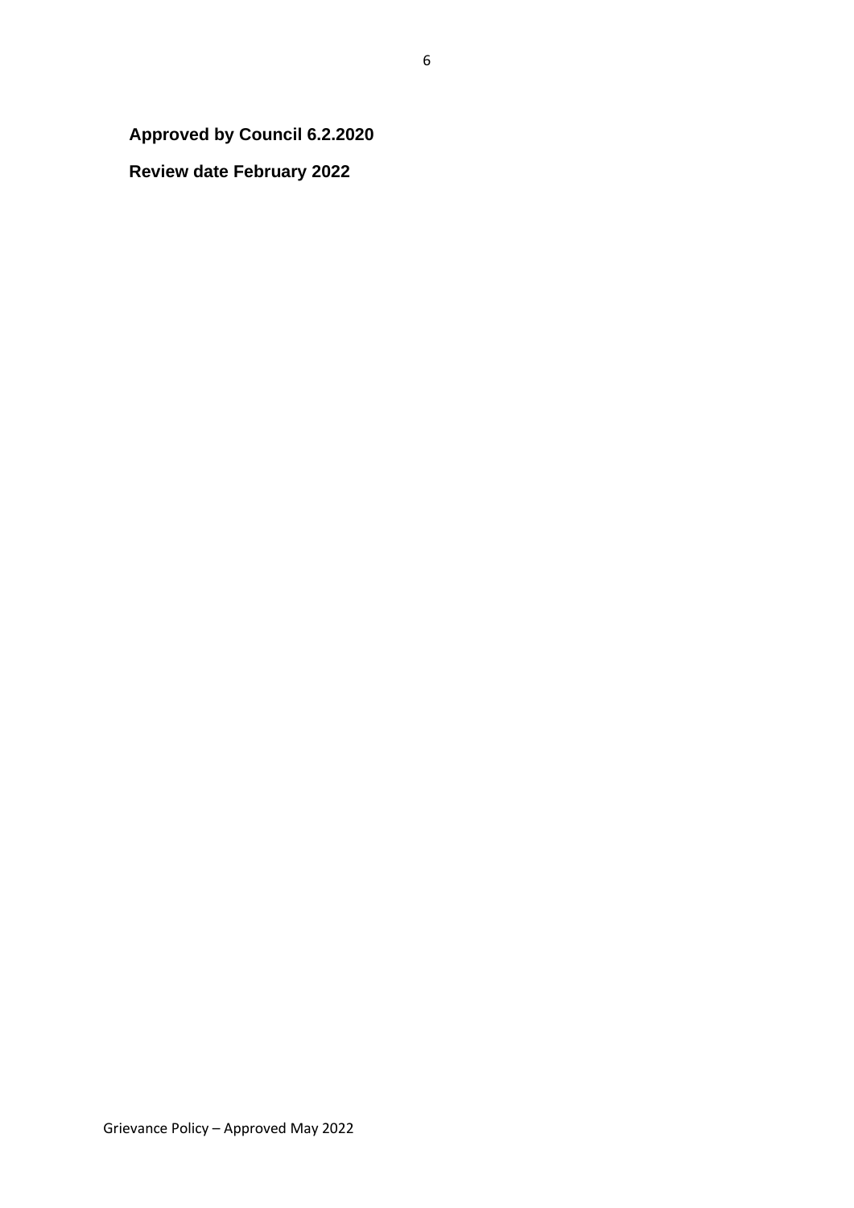**Approved by Council 6.2.2020**

**Review date February 2022**